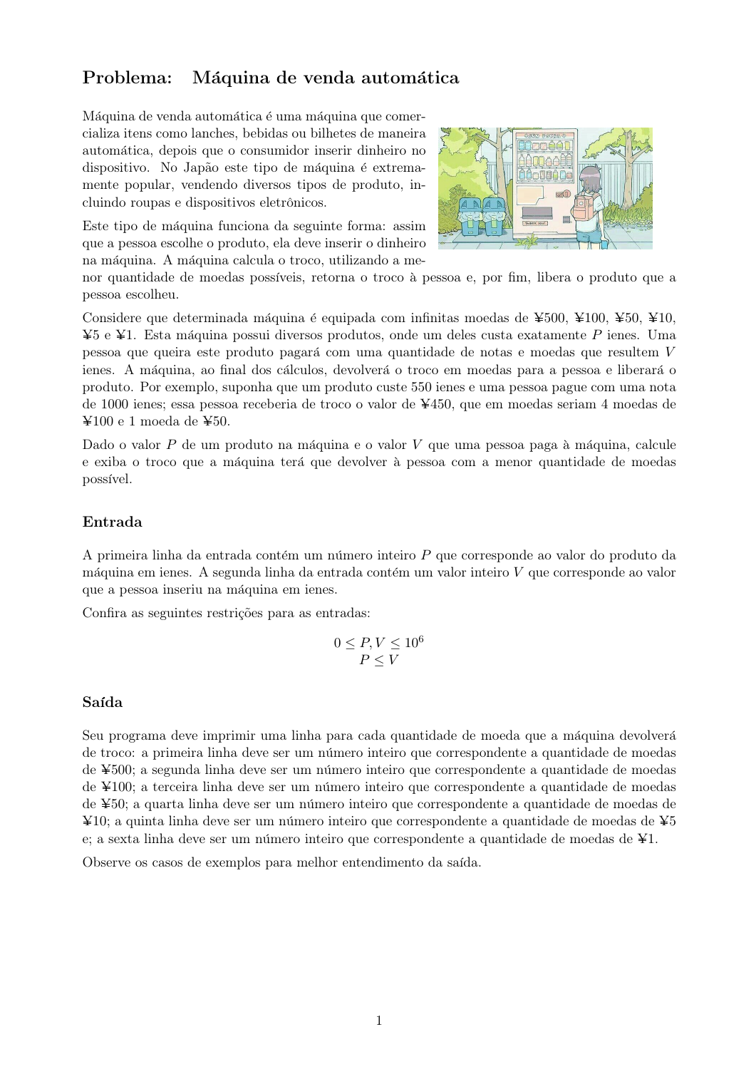# Problema: Máquina de venda automática

Máquina de venda automática é uma máquina que comercializa itens como lanches, bebidas ou bilhetes de maneira automática, depois que o consumidor inserir dinheiro no dispositivo. No Japão este tipo de máquina é extremamente popular, vendendo diversos tipos de produto, incluindo roupas e dispositivos eletrônicos.

Este tipo de máquina funciona da seguinte forma: assim que a pessoa escolhe o produto, ela deve inserir o dinheiro na máquina. A máquina calcula o troco, utilizando a menor quantidade de moedas possíveis, retorna o troco à pessoa e, por fim, libera o produto que a pessoa escolheu.

Considere que determinada máquina é equipada com infinitas moedas de ¥500, ¥100, ¥50, ¥10, ¥5 e ¥1. Esta máquina possui diversos produtos, onde um deles custa exatamente $P$ ienes. Uma pessoa que queira este produto pagará com uma quantidade de notas e moedas que resultem $V$ ienes. A máquina, ao final dos cálculos, devolverá o troco em moedas para a pessoa e liberará o produto. Por exemplo, suponha que um produto custe 550 ienes e uma pessoa pague com uma nota de 1000 ienes; essa pessoa receberia de troco o valor de ¥450, que em moedas seriam 4 moedas de ¥100 e 1 moeda de ¥50.

Dado o valor $P$ de um produto na máquina e o valor $V$ que uma pessoa paga à máquina, calcule e exiba o troco que a máquina terá que devolver à pessoa com a menor quantidade de moedas possível.

## Entrada

A primeira linha da entrada contém um número inteiro $P$ que corresponde ao valor do produto da máquina em ienes. A segunda linha da entrada contém um valor inteiro $V$ que corresponde ao valor que a pessoa inseriu na máquina em ienes.

Confira as seguintes restrições para as entradas:

$$0 \leq P, V \leq 10^6$$
$$P \leq V$$

## Saída

Seu programa deve imprimir uma linha para cada quantidade de moeda que a máquina devolverá de troco: a primeira linha deve ser um número inteiro que correspondente a quantidade de moedas de ¥500; a segunda linha deve ser um número inteiro que correspondente a quantidade de moedas de ¥100; a terceira linha deve ser um número inteiro que correspondente a quantidade de moedas de ¥50; a quarta linha deve ser um número inteiro que correspondente a quantidade de moedas de ¥10; a quinta linha deve ser um número inteiro que correspondente a quantidade de moedas de ¥5 e; a sexta linha deve ser um número inteiro que correspondente a quantidade de moedas de ¥1.

Observe os casos de exemplos para melhor entendimento da saída.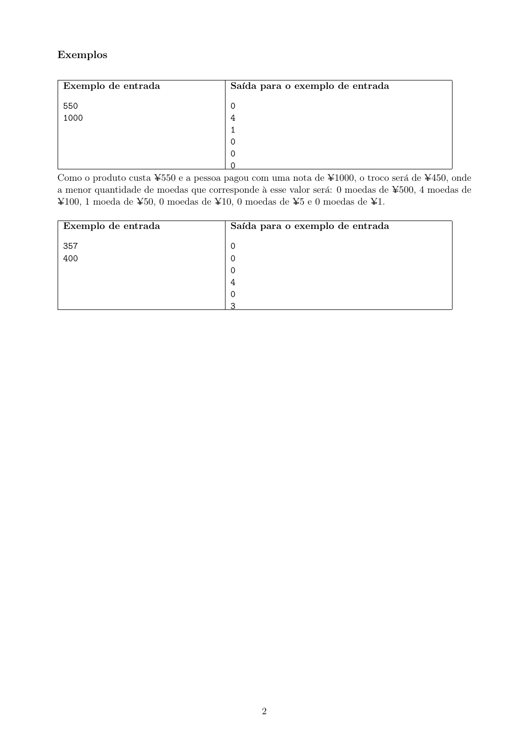### Exemplos

| Exemplo de entrada | Saída para o exemplo de entrada |
|---|---|
| 550<br>1000 | 0<br>4<br>1<br>0<br>0<br>0 |

Como o produto custa ¥550 e a pessoa pagou com uma nota de ¥1000, o troco será de ¥450, onde a menor quantidade de moedas que corresponde à esse valor será: 0 moedas de ¥500, 4 moedas de ¥100, 1 moeda de ¥50, 0 moedas de ¥10, 0 moedas de ¥5 e 0 moedas de ¥1.

| Exemplo de entrada | Saída para o exemplo de entrada |
|---|---|
| 357<br>400 | 0<br>0<br>0<br>4<br>0<br>3 |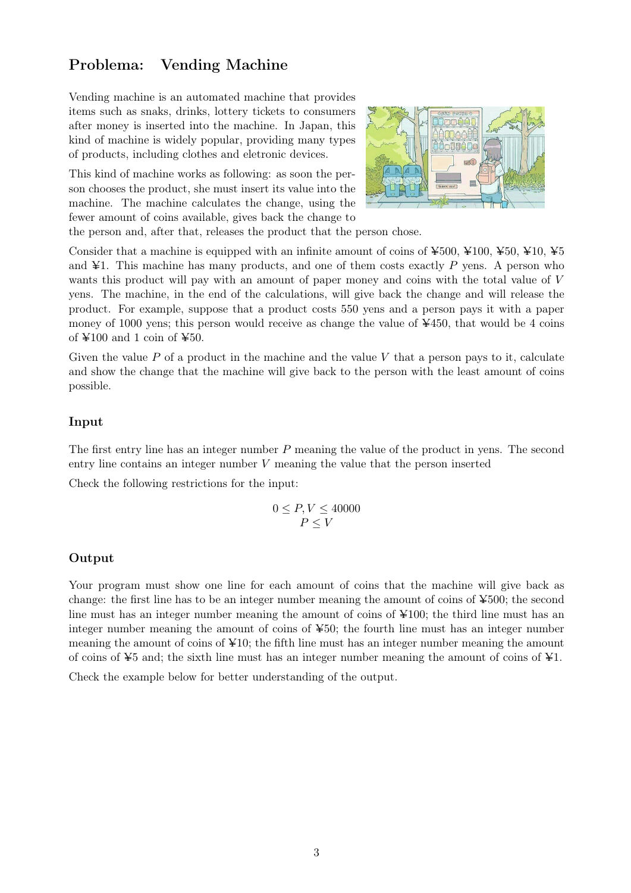## Problema: Vending Machine

Vending machine is an automated machine that provides items such as snaks, drinks, lottery tickets to consumers after money is inserted into the machine. In Japan, this kind of machine is widely popular, providing many types of products, including clothes and eletronic devices.

This kind of machine works as following: as soon the person chooses the product, she must insert its value into the machine. The machine calculates the change, using the fewer amount of coins available, gives back the change to the person and, after that, releases the product that the person chose.

Consider that a machine is equipped with an infinite amount of coins of ¥500, ¥100, ¥50, ¥10, ¥5 and ¥1. This machine has many products, and one of them costs exactly $P$ yens. A person who wants this product will pay with an amount of paper money and coins with the total value of $V$ yens. The machine, in the end of the calculations, will give back the change and will release the product. For example, suppose that a product costs 550 yens and a person pays it with a paper money of 1000 yens; this person would receive as change the value of ¥450, that would be 4 coins of ¥100 and 1 coin of ¥50.

Given the value $P$ of a product in the machine and the value $V$ that a person pays to it, calculate and show the change that the machine will give back to the person with the least amount of coins possible.

### Input

The first entry line has an integer number $P$ meaning the value of the product in yens. The second entry line contains an integer number $V$ meaning the value that the person inserted

Check the following restrictions for the input:

$$0 \leq P, V \leq 40000$$
$$P \leq V$$

### Output

Your program must show one line for each amount of coins that the machine will give back as change: the first line has to be an integer number meaning the amount of coins of ¥500; the second line must has an integer number meaning the amount of coins of ¥100; the third line must has an integer number meaning the amount of coins of ¥50; the fourth line must has an integer number meaning the amount of coins of ¥10; the fifth line must has an integer number meaning the amount of coins of ¥5 and; the sixth line must has an integer number meaning the amount of coins of ¥1.

Check the example below for better understanding of the output.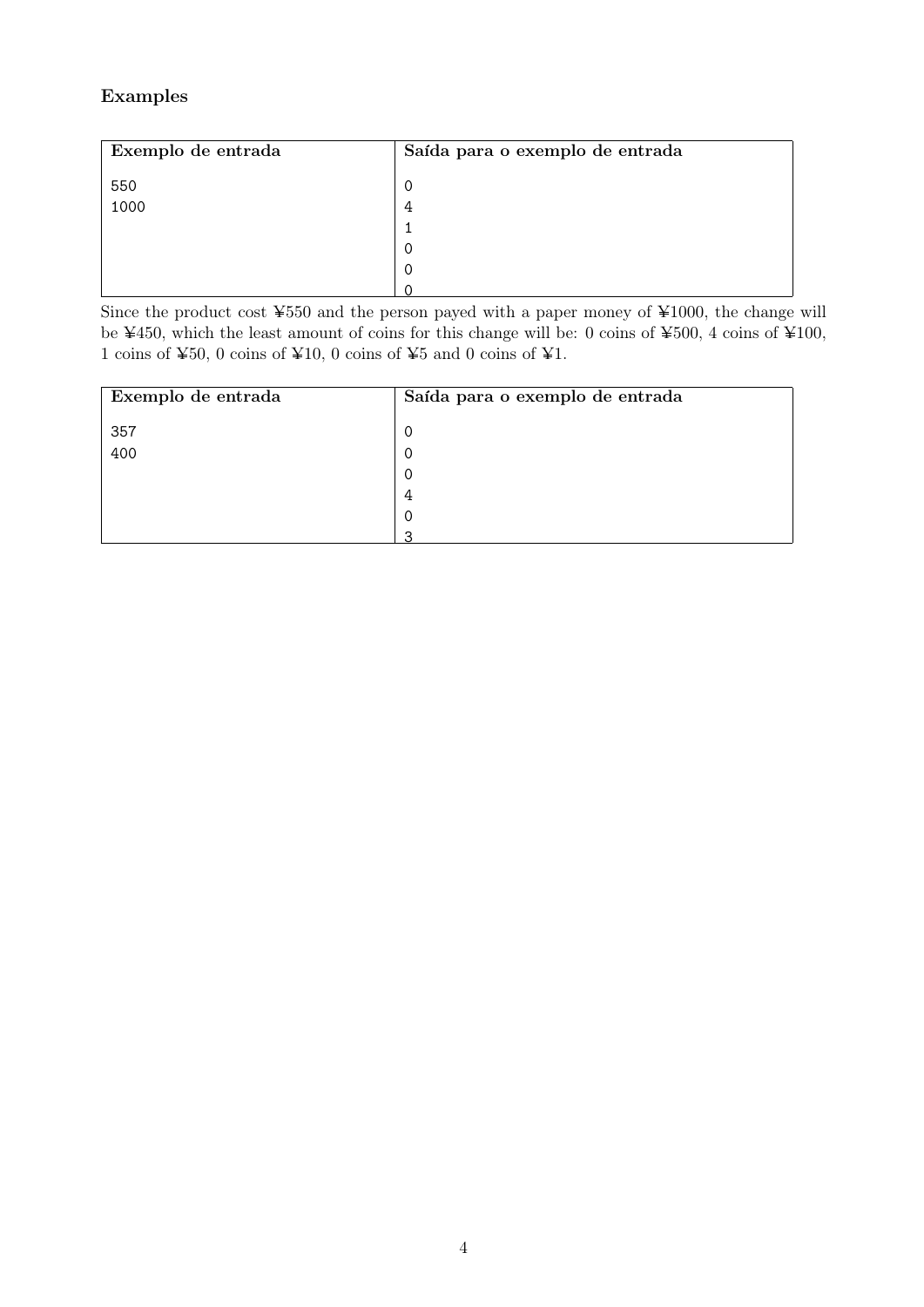### Examples

| Exemplo de entrada | Saída para o exemplo de entrada |
|---|---|
| 550<br>1000 | 0<br>4<br>1<br>0<br>0<br>0 |

Since the product cost ¥550 and the person payed with a paper money of ¥1000, the change will be ¥450, which the least amount of coins for this change will be: 0 coins of ¥500, 4 coins of ¥100, 1 coins of ¥50, 0 coins of ¥10, 0 coins of ¥5 and 0 coins of ¥1.

| Exemplo de entrada | Saída para o exemplo de entrada |
|---|---|
| 357<br>400 | 0<br>0<br>0<br>4<br>0<br>3 |